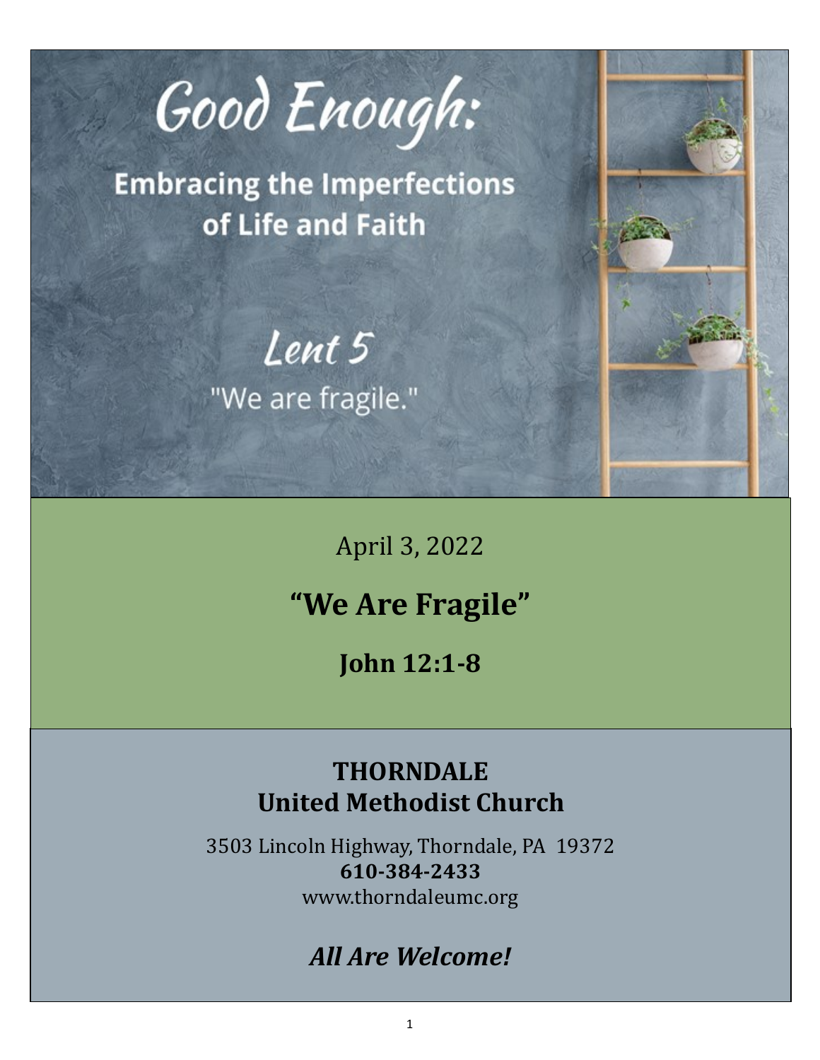# Good Enough:

## Embracing the Imperfections of Life and Faith

### Lent 5

"We are fragile."

April 3, 2022

## "We Are Fragile"

**John 12:1-8**

**THORNDALE**
**United Methodist Church**

3503 Lincoln Highway, Thorndale, PA 19372
**610-384-2433**
www.thorndaleumc.org

***All Are Welcome!***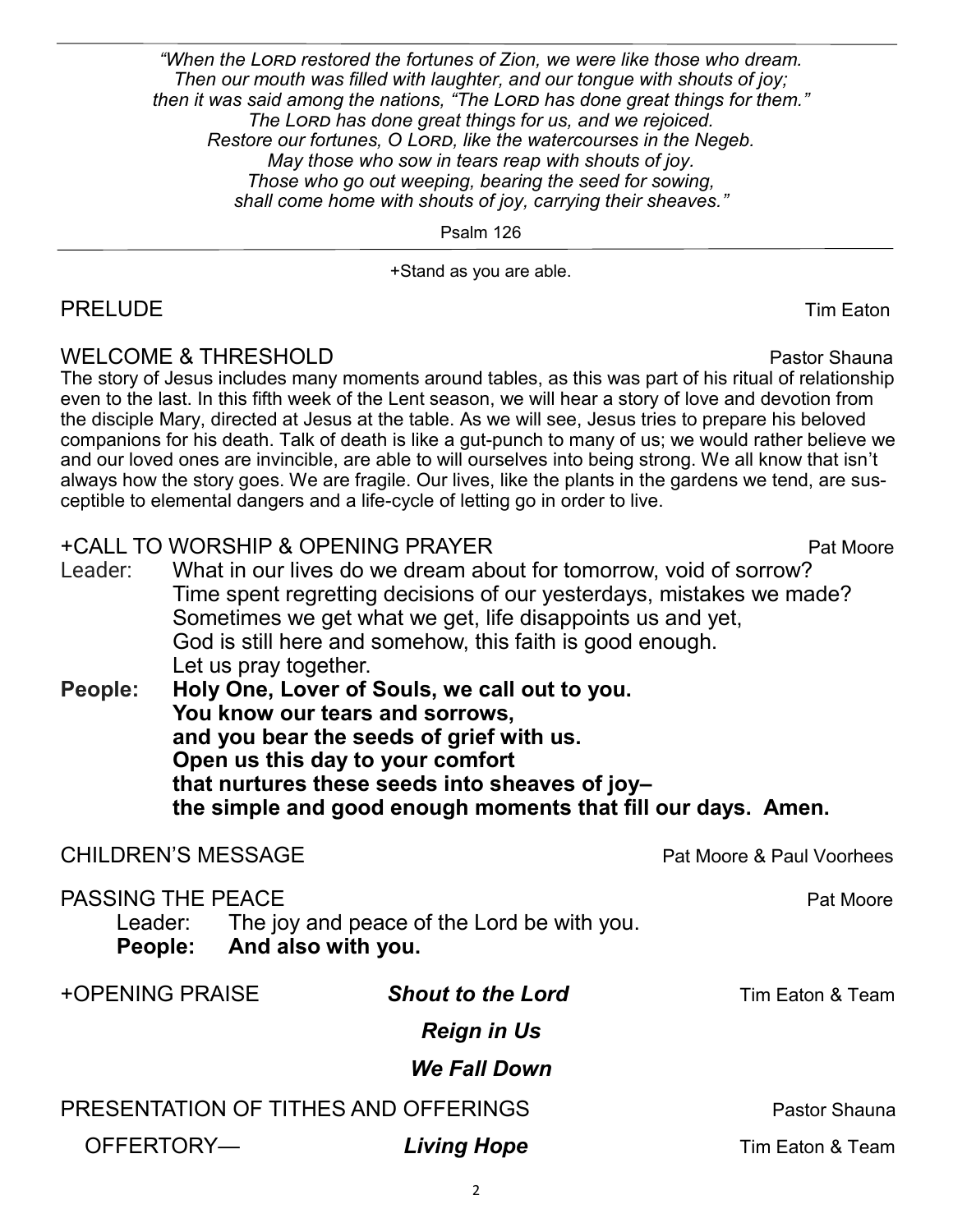*"When the LORD restored the fortunes of Zion, we were like those who dream.*
*Then our mouth was filled with laughter, and our tongue with shouts of joy;*
*then it was said among the nations, "The LORD has done great things for them."*
*The LORD has done great things for us, and we rejoiced.*
*Restore our fortunes, O LORD, like the watercourses in the Negeb.*
*May those who sow in tears reap with shouts of joy.*
*Those who go out weeping, bearing the seed for sowing,*
*shall come home with shouts of joy, carrying their sheaves."*

Psalm 126

---

+Stand as you are able.

PRELUDE — Tim Eaton

WELCOME & THRESHOLD — Pastor Shauna

The story of Jesus includes many moments around tables, as this was part of his ritual of relationship even to the last. In this fifth week of the Lent season, we will hear a story of love and devotion from the disciple Mary, directed at Jesus at the table. As we will see, Jesus tries to prepare his beloved companions for his death. Talk of death is like a gut-punch to many of us; we would rather believe we and our loved ones are invincible, are able to will ourselves into being strong. We all know that isn't always how the story goes. We are fragile. Our lives, like the plants in the gardens we tend, are susceptible to elemental dangers and a life-cycle of letting go in order to live.

+CALL TO WORSHIP & OPENING PRAYER — Pat Moore

Leader: What in our lives do we dream about for tomorrow, void of sorrow?
Time spent regretting decisions of our yesterdays, mistakes we made?
Sometimes we get what we get, life disappoints us and yet,
God is still here and somehow, this faith is good enough.
Let us pray together.

**People: Holy One, Lover of Souls, we call out to you.**
**You know our tears and sorrows,**
**and you bear the seeds of grief with us.**
**Open us this day to your comfort**
**that nurtures these seeds into sheaves of joy–**
**the simple and good enough moments that fill our days. Amen.**

CHILDREN'S MESSAGE — Pat Moore & Paul Voorhees

PASSING THE PEACE — Pat Moore

Leader: The joy and peace of the Lord be with you.
**People: And also with you.**

+OPENING PRAISE — ***Shout to the Lord*** — Tim Eaton & Team

***Reign in Us***

***We Fall Down***

PRESENTATION OF TITHES AND OFFERINGS — Pastor Shauna

OFFERTORY— ***Living Hope*** — Tim Eaton & Team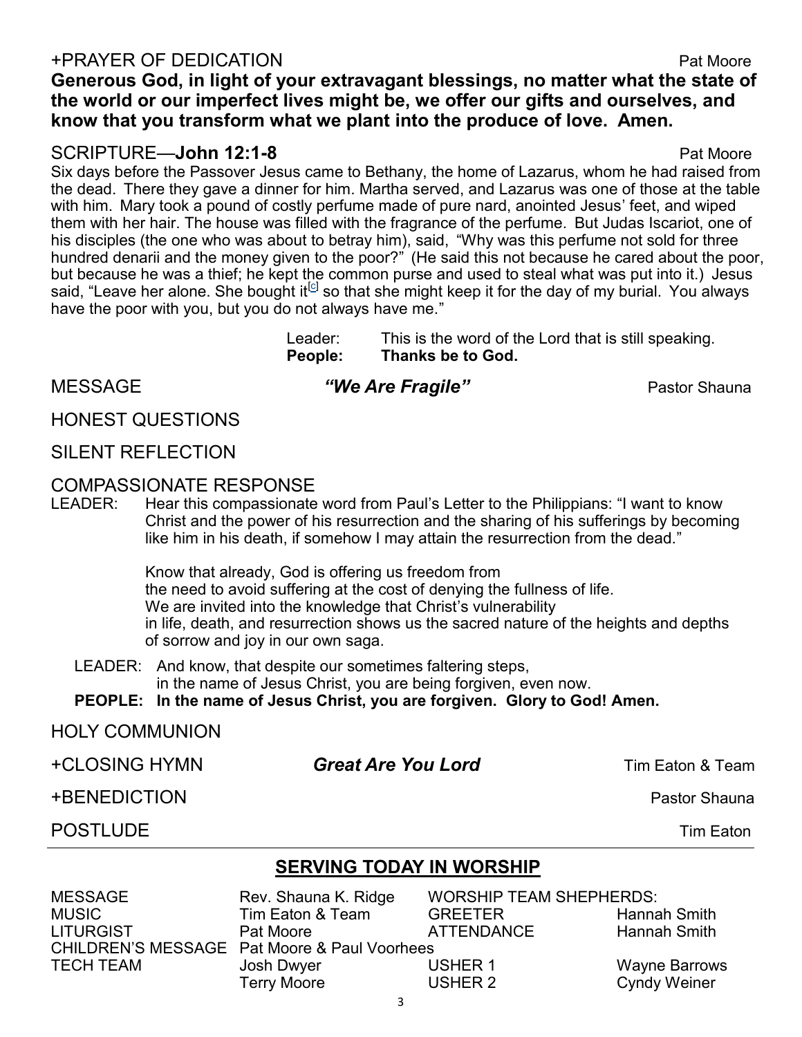+PRAYER OF DEDICATION Pat Moore

**Generous God, in light of your extravagant blessings, no matter what the state of the world or our imperfect lives might be, we offer our gifts and ourselves, and know that you transform what we plant into the produce of love. Amen.**

SCRIPTURE—**John 12:1-8** Pat Moore

Six days before the Passover Jesus came to Bethany, the home of Lazarus, whom he had raised from the dead. There they gave a dinner for him. Martha served, and Lazarus was one of those at the table with him. Mary took a pound of costly perfume made of pure nard, anointed Jesus' feet, and wiped them with her hair. The house was filled with the fragrance of the perfume. But Judas Iscariot, one of his disciples (the one who was about to betray him), said, "Why was this perfume not sold for three hundred denarii and the money given to the poor?" (He said this not because he cared about the poor, but because he was a thief; he kept the common purse and used to steal what was put into it.) Jesus said, "Leave her alone. She bought it[c] so that she might keep it for the day of my burial. You always have the poor with you, but you do not always have me."

Leader: This is the word of the Lord that is still speaking.
**People: Thanks be to God.**

MESSAGE ***"We Are Fragile"*** Pastor Shauna

HONEST QUESTIONS

SILENT REFLECTION

COMPASSIONATE RESPONSE

LEADER: Hear this compassionate word from Paul's Letter to the Philippians: "I want to know Christ and the power of his resurrection and the sharing of his sufferings by becoming like him in his death, if somehow I may attain the resurrection from the dead."

Know that already, God is offering us freedom from
the need to avoid suffering at the cost of denying the fullness of life.
We are invited into the knowledge that Christ's vulnerability
in life, death, and resurrection shows us the sacred nature of the heights and depths of sorrow and joy in our own saga.

LEADER: And know, that despite our sometimes faltering steps,
in the name of Jesus Christ, you are being forgiven, even now.

**PEOPLE: In the name of Jesus Christ, you are forgiven. Glory to God! Amen.**

HOLY COMMUNION

+CLOSING HYMN ***Great Are You Lord*** Tim Eaton & Team

+BENEDICTION Pastor Shauna

POSTLUDE Tim Eaton

## SERVING TODAY IN WORSHIP

| | | | |
|---|---|---|---|
| MESSAGE | Rev. Shauna K. Ridge | WORSHIP TEAM SHEPHERDS: | |
| MUSIC | Tim Eaton & Team | GREETER | Hannah Smith |
| LITURGIST | Pat Moore | ATTENDANCE | Hannah Smith |
| CHILDREN'S MESSAGE | Pat Moore & Paul Voorhees | | |
| TECH TEAM | Josh Dwyer | USHER 1 | Wayne Barrows |
| | Terry Moore | USHER 2 | Cyndy Weiner |